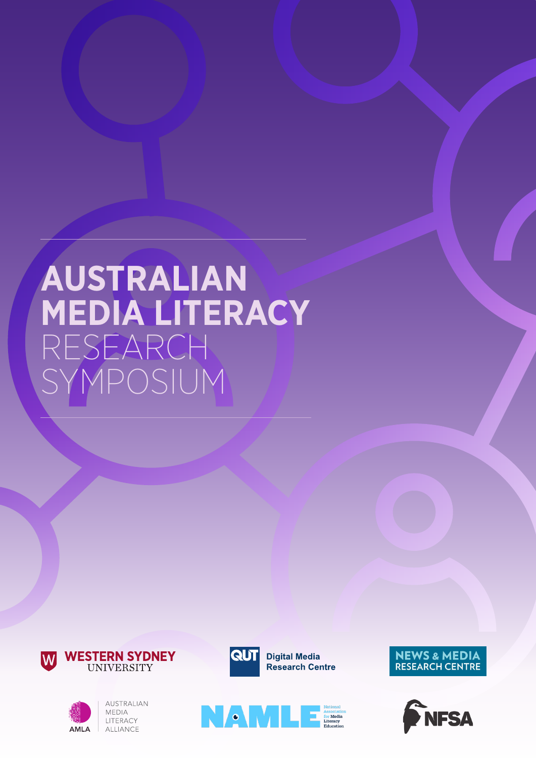# AUSTRALIAN MEDIA LITERACY RESEARCH SYMPOSIUM

WESTERN SYDNEY UNIVERSITY

QUT Digital Media Research Centre

NEWS & MEDIA RESEARCH CENTRE

AMLA AUSTRALIAN MEDIA LITERACY ALLIANCE

NAMLE National Association for Media Literacy Education

NFSA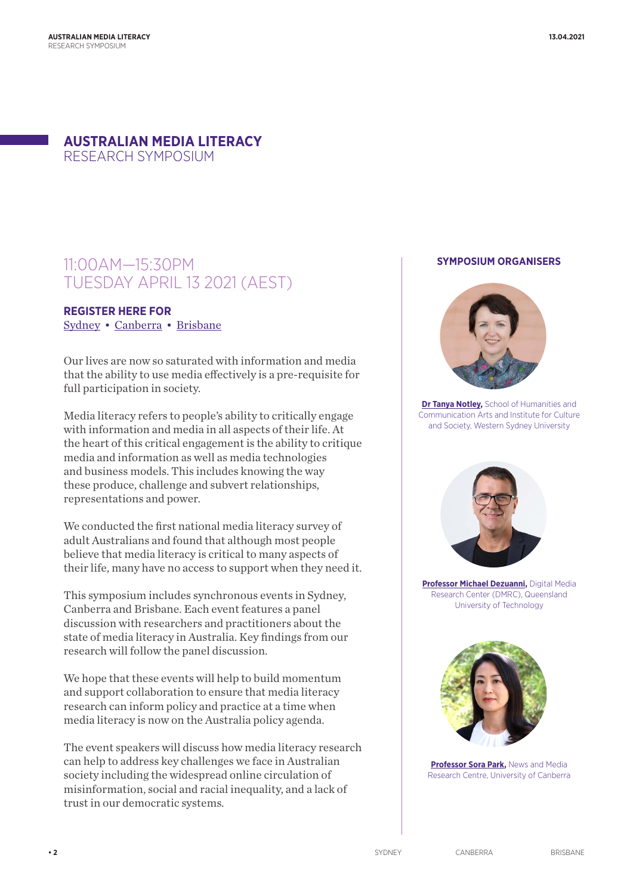# AUSTRALIAN MEDIA LITERACY
RESEARCH SYMPOSIUM

## 11:00AM—15:30PM TUESDAY APRIL 13 2021 (AEST)

**REGISTER HERE FOR**
Sydney • Canberra • Brisbane

Our lives are now so saturated with information and media that the ability to use media effectively is a pre-requisite for full participation in society.

Media literacy refers to people's ability to critically engage with information and media in all aspects of their life. At the heart of this critical engagement is the ability to critique media and information as well as media technologies and business models. This includes knowing the way these produce, challenge and subvert relationships, representations and power.

We conducted the first national media literacy survey of adult Australians and found that although most people believe that media literacy is critical to many aspects of their life, many have no access to support when they need it.

This symposium includes synchronous events in Sydney, Canberra and Brisbane. Each event features a panel discussion with researchers and practitioners about the state of media literacy in Australia. Key findings from our research will follow the panel discussion.

We hope that these events will help to build momentum and support collaboration to ensure that media literacy research can inform policy and practice at a time when media literacy is now on the Australia policy agenda.

The event speakers will discuss how media literacy research can help to address key challenges we face in Australian society including the widespread online circulation of misinformation, social and racial inequality, and a lack of trust in our democratic systems.

### SYMPOSIUM ORGANISERS

**Dr Tanya Notley,** School of Humanities and Communication Arts and Institute for Culture and Society, Western Sydney University

**Professor Michael Dezuanni,** Digital Media Research Center (DMRC), Queensland University of Technology

**Professor Sora Park,** News and Media Research Centre, University of Canberra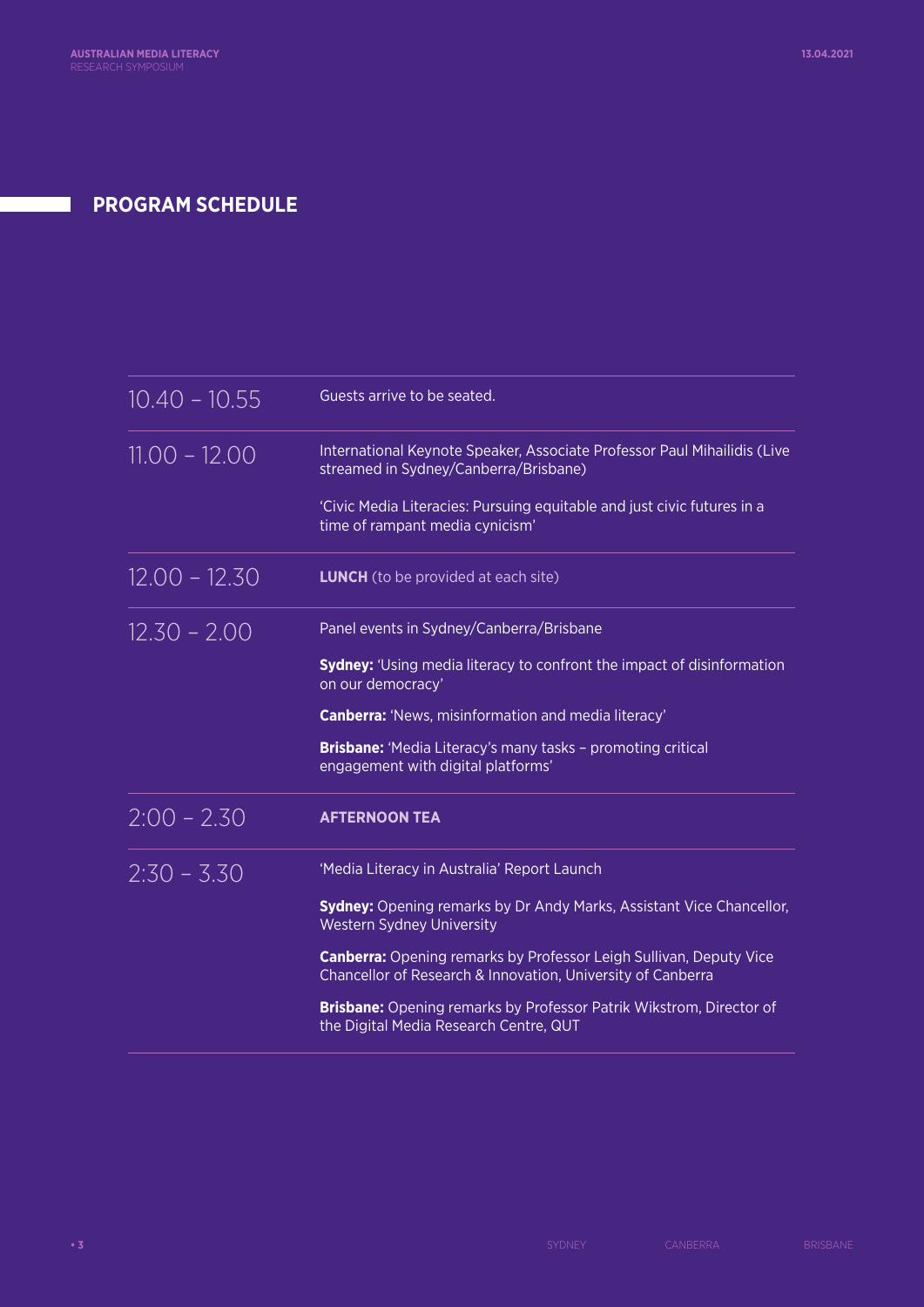## PROGRAM SCHEDULE

| | |
|---|---|
| 10.40 – 10.55 | Guests arrive to be seated. |
| 11.00 – 12.00 | International Keynote Speaker, Associate Professor Paul Mihailidis (Live streamed in Sydney/Canberra/Brisbane)<br><br>'Civic Media Literacies: Pursuing equitable and just civic futures in a time of rampant media cynicism' |
| 12.00 – 12.30 | **LUNCH** (to be provided at each site) |
| 12.30 – 2.00 | Panel events in Sydney/Canberra/Brisbane<br><br>**Sydney:** 'Using media literacy to confront the impact of disinformation on our democracy'<br><br>**Canberra:** 'News, misinformation and media literacy'<br><br>**Brisbane:** 'Media Literacy's many tasks – promoting critical engagement with digital platforms' |
| 2:00 – 2.30 | **AFTERNOON TEA** |
| 2:30 – 3.30 | 'Media Literacy in Australia' Report Launch<br><br>**Sydney:** Opening remarks by Dr Andy Marks, Assistant Vice Chancellor, Western Sydney University<br><br>**Canberra:** Opening remarks by Professor Leigh Sullivan, Deputy Vice Chancellor of Research & Innovation, University of Canberra<br><br>**Brisbane:** Opening remarks by Professor Patrik Wikstrom, Director of the Digital Media Research Centre, QUT |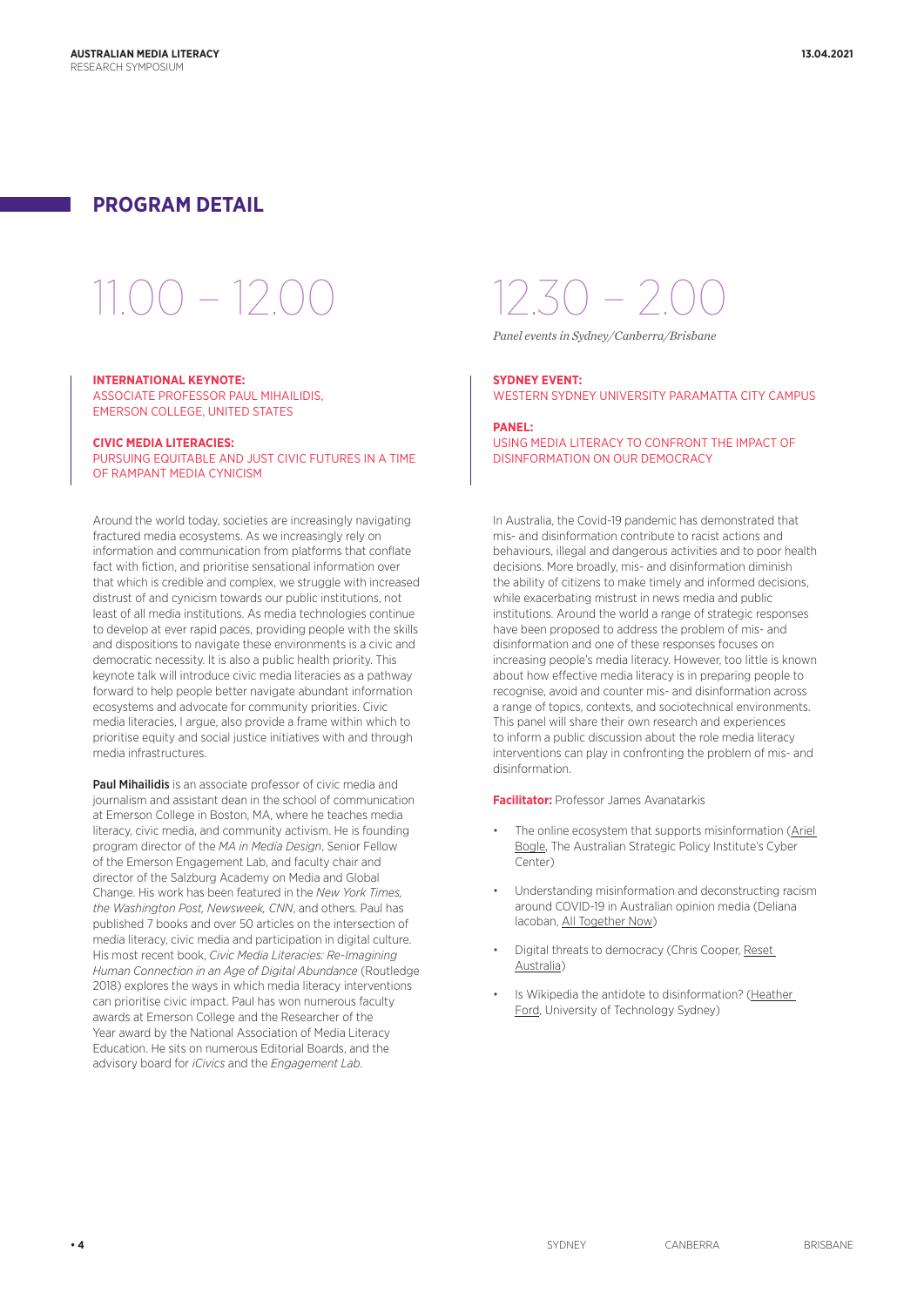## PROGRAM DETAIL

# 11.00 – 12.00

**INTERNATIONAL KEYNOTE:**
ASSOCIATE PROFESSOR PAUL MIHAILIDIS, EMERSON COLLEGE, UNITED STATES

**CIVIC MEDIA LITERACIES:**
PURSUING EQUITABLE AND JUST CIVIC FUTURES IN A TIME OF RAMPANT MEDIA CYNICISM

Around the world today, societies are increasingly navigating fractured media ecosystems. As we increasingly rely on information and communication from platforms that conflate fact with fiction, and prioritise sensational information over that which is credible and complex, we struggle with increased distrust of and cynicism towards our public institutions, not least of all media institutions. As media technologies continue to develop at ever rapid paces, providing people with the skills and dispositions to navigate these environments is a civic and democratic necessity. It is also a public health priority. This keynote talk will introduce civic media literacies as a pathway forward to help people better navigate abundant information ecosystems and advocate for community priorities. Civic media literacies, I argue, also provide a frame within which to prioritise equity and social justice initiatives with and through media infrastructures.

**Paul Mihailidis** is an associate professor of civic media and journalism and assistant dean in the school of communication at Emerson College in Boston, MA, where he teaches media literacy, civic media, and community activism. He is founding program director of the *MA in Media Design*, Senior Fellow of the Emerson Engagement Lab, and faculty chair and director of the Salzburg Academy on Media and Global Change. His work has been featured in the *New York Times, the Washington Post, Newsweek, CNN*, and others. Paul has published 7 books and over 50 articles on the intersection of media literacy, civic media and participation in digital culture. His most recent book, *Civic Media Literacies: Re-Imagining Human Connection in an Age of Digital Abundance* (Routledge 2018) explores the ways in which media literacy interventions can prioritise civic impact. Paul has won numerous faculty awards at Emerson College and the Researcher of the Year award by the National Association of Media Literacy Education. He sits on numerous Editorial Boards, and the advisory board for *iCivics* and the *Engagement Lab*.

# 12.30 – 2.00

*Panel events in Sydney/Canberra/Brisbane*

**SYDNEY EVENT:**
WESTERN SYDNEY UNIVERSITY PARAMATTA CITY CAMPUS

**PANEL:**
USING MEDIA LITERACY TO CONFRONT THE IMPACT OF DISINFORMATION ON OUR DEMOCRACY

In Australia, the Covid-19 pandemic has demonstrated that mis- and disinformation contribute to racist actions and behaviours, illegal and dangerous activities and to poor health decisions. More broadly, mis- and disinformation diminish the ability of citizens to make timely and informed decisions, while exacerbating mistrust in news media and public institutions. Around the world a range of strategic responses have been proposed to address the problem of mis- and disinformation and one of these responses focuses on increasing people's media literacy. However, too little is known about how effective media literacy is in preparing people to recognise, avoid and counter mis- and disinformation across a range of topics, contexts, and sociotechnical environments. This panel will share their own research and experiences to inform a public discussion about the role media literacy interventions can play in confronting the problem of mis- and disinformation.

**Facilitator:** Professor James Avanatarkis

- The online ecosystem that supports misinformation (Ariel Bogle, The Australian Strategic Policy Institute's Cyber Center)
- Understanding misinformation and deconstructing racism around COVID-19 in Australian opinion media (Deliana Iacoban, All Together Now)
- Digital threats to democracy (Chris Cooper, Reset Australia)
- Is Wikipedia the antidote to disinformation? (Heather Ford, University of Technology Sydney)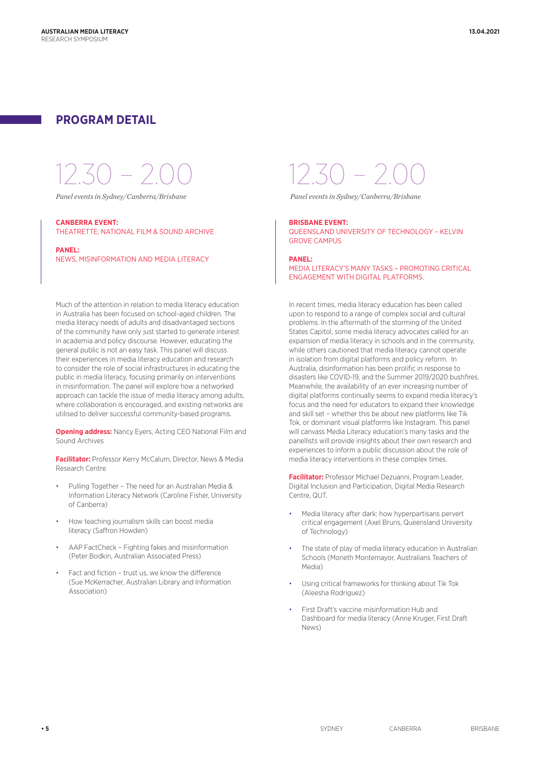## PROGRAM DETAIL

# 12.30 – 2.00

*Panel events in Sydney/Canberra/Brisbane*

**CANBERRA EVENT:**
THEATRETTE, NATIONAL FILM & SOUND ARCHIVE

**PANEL:**
NEWS, MISINFORMATION AND MEDIA LITERACY

Much of the attention in relation to media literacy education in Australia has been focused on school-aged children. The media literacy needs of adults and disadvantaged sections of the community have only just started to generate interest in academia and policy discourse. However, educating the general public is not an easy task. This panel will discuss their experiences in media literacy education and research to consider the role of social infrastructures in educating the public in media literacy, focusing primarily on interventions in misinformation. The panel will explore how a networked approach can tackle the issue of media literacy among adults, where collaboration is encouraged, and existing networks are utilised to deliver successful community-based programs.

**Opening address:** Nancy Eyers, Acting CEO National Film and Sound Archives

**Facilitator:** Professor Kerry McCallum, Director, News & Media Research Centre

- Pulling Together – The need for an Australian Media & Information Literacy Network (Caroline Fisher, University of Canberra)
- How teaching journalism skills can boost media literacy (Saffron Howden)
- AAP FactCheck – Fighting fakes and misinformation (Peter Bodkin, Australian Associated Press)
- Fact and fiction – trust us, we know the difference (Sue McKerracher, Australian Library and Information Association)

# 12.30 – 2.00

*Panel events in Sydney/Canberra/Brisbane*

**BRISBANE EVENT:**
QUEENSLAND UNIVERSITY OF TECHNOLOGY – KELVIN GROVE CAMPUS

**PANEL:**
MEDIA LITERACY'S MANY TASKS – PROMOTING CRITICAL ENGAGEMENT WITH DIGITAL PLATFORMS.

In recent times, media literacy education has been called upon to respond to a range of complex social and cultural problems. In the aftermath of the storming of the United States Capitol, some media literacy advocates called for an expansion of media literacy in schools and in the community, while others cautioned that media literacy cannot operate in isolation from digital platforms and policy reform. In Australia, disinformation has been prolific in response to disasters like COVID-19, and the Summer 2019/2020 bushfires. Meanwhile, the availability of an ever increasing number of digital platforms continually seems to expand media literacy's focus and the need for educators to expand their knowledge and skill set – whether this be about new platforms like Tik Tok, or dominant visual platforms like Instagram. This panel will canvass Media Literacy education's many tasks and the panellists will provide insights about their own research and experiences to inform a public discussion about the role of media literacy interventions in these complex times.

**Facilitator:** Professor Michael Dezuanni, Program Leader, Digital Inclusion and Participation, Digital Media Research Centre, QUT.

- Media literacy after dark: how hyperpartisans pervert critical engagement (Axel Bruns, Queensland University of Technology)
- The state of play of media literacy education in Australian Schools (Moneth Montemayor, Australians Teachers of Media)
- Using critical frameworks for thinking about Tik Tok (Aleesha Rodriguez)
- First Draft's vaccine misinformation Hub and Dashboard for media literacy (Anne Kruger, First Draft News)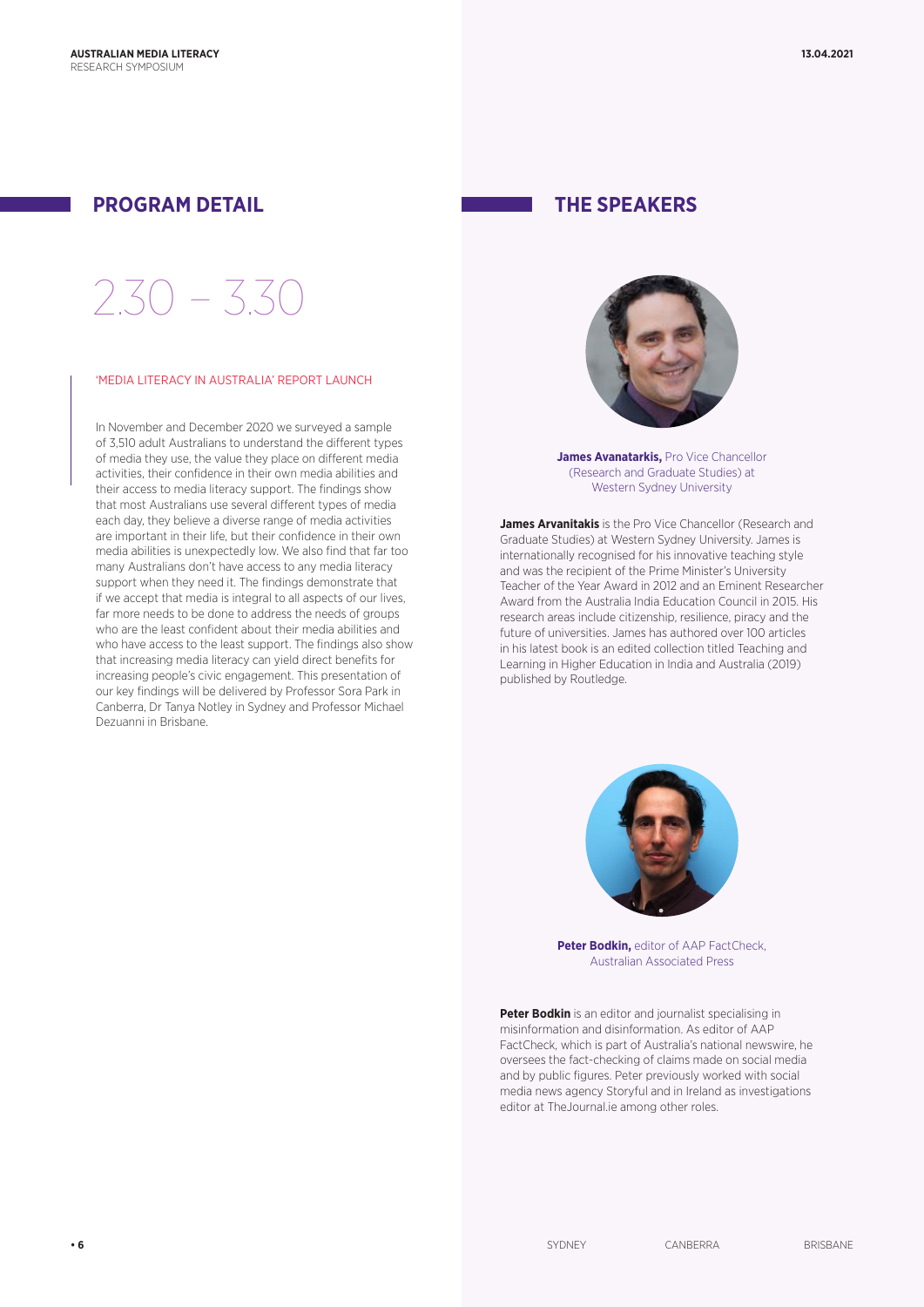## PROGRAM DETAIL

# 2.30 – 3.30

'MEDIA LITERACY IN AUSTRALIA' REPORT LAUNCH

In November and December 2020 we surveyed a sample of 3,510 adult Australians to understand the different types of media they use, the value they place on different media activities, their confidence in their own media abilities and their access to media literacy support. The findings show that most Australians use several different types of media each day, they believe a diverse range of media activities are important in their life, but their confidence in their own media abilities is unexpectedly low. We also find that far too many Australians don't have access to any media literacy support when they need it. The findings demonstrate that if we accept that media is integral to all aspects of our lives, far more needs to be done to address the needs of groups who are the least confident about their media abilities and who have access to the least support. The findings also show that increasing media literacy can yield direct benefits for increasing people's civic engagement. This presentation of our key findings will be delivered by Professor Sora Park in Canberra, Dr Tanya Notley in Sydney and Professor Michael Dezuanni in Brisbane.

## THE SPEAKERS

**James Avanatarkis,** Pro Vice Chancellor (Research and Graduate Studies) at Western Sydney University

**James Arvanitakis** is the Pro Vice Chancellor (Research and Graduate Studies) at Western Sydney University. James is internationally recognised for his innovative teaching style and was the recipient of the Prime Minister's University Teacher of the Year Award in 2012 and an Eminent Researcher Award from the Australia India Education Council in 2015. His research areas include citizenship, resilience, piracy and the future of universities. James has authored over 100 articles in his latest book is an edited collection titled Teaching and Learning in Higher Education in India and Australia (2019) published by Routledge.

**Peter Bodkin,** editor of AAP FactCheck, Australian Associated Press

**Peter Bodkin** is an editor and journalist specialising in misinformation and disinformation. As editor of AAP FactCheck, which is part of Australia's national newswire, he oversees the fact-checking of claims made on social media and by public figures. Peter previously worked with social media news agency Storyful and in Ireland as investigations editor at TheJournal.ie among other roles.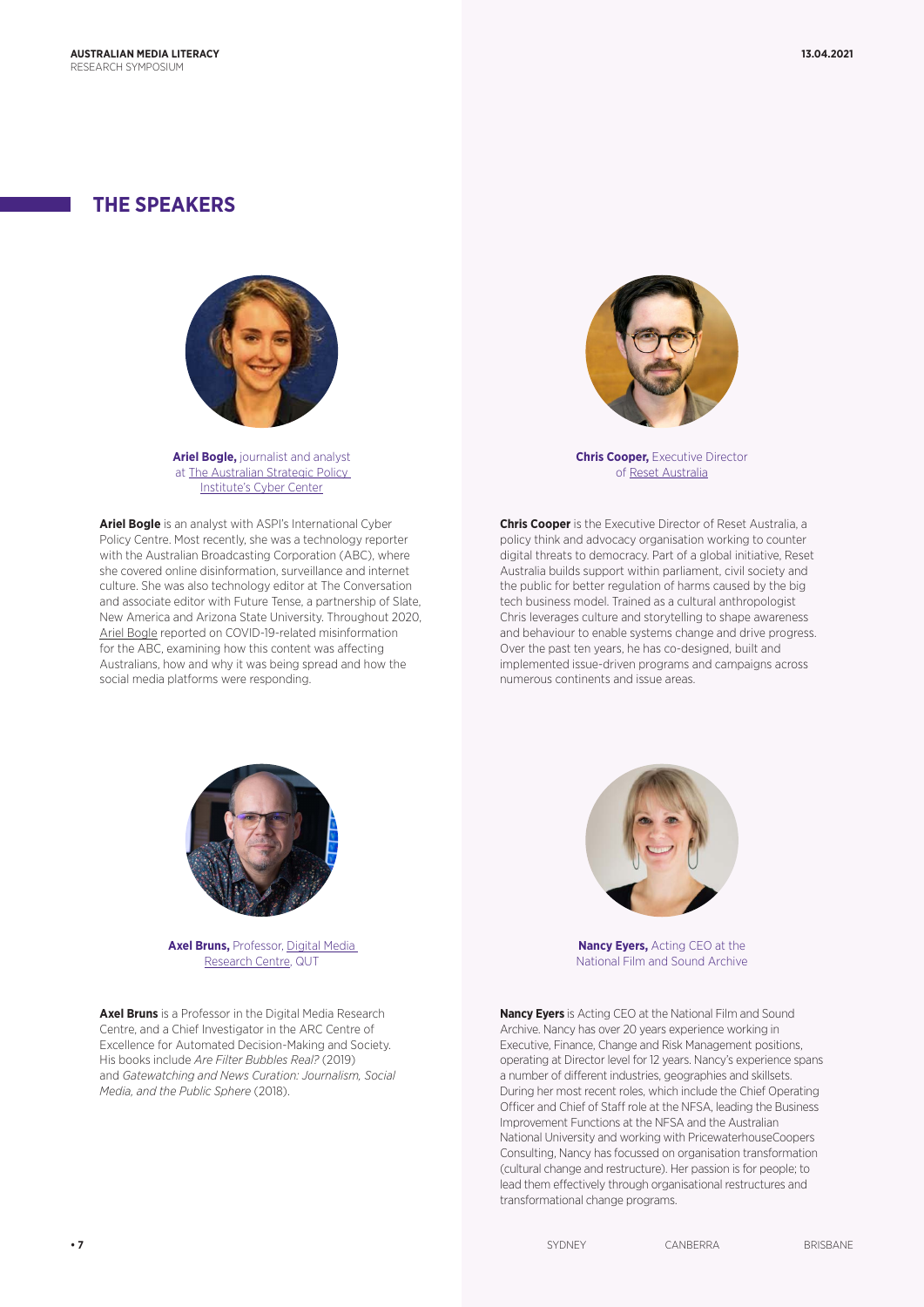## THE SPEAKERS

**Ariel Bogle,** journalist and analyst at The Australian Strategic Policy Institute's Cyber Center

**Ariel Bogle** is an analyst with ASPI's International Cyber Policy Centre. Most recently, she was a technology reporter with the Australian Broadcasting Corporation (ABC), where she covered online disinformation, surveillance and internet culture. She was also technology editor at The Conversation and associate editor with Future Tense, a partnership of Slate, New America and Arizona State University. Throughout 2020, Ariel Bogle reported on COVID-19-related misinformation for the ABC, examining how this content was affecting Australians, how and why it was being spread and how the social media platforms were responding.

**Chris Cooper,** Executive Director of Reset Australia

**Chris Cooper** is the Executive Director of Reset Australia, a policy think and advocacy organisation working to counter digital threats to democracy. Part of a global initiative, Reset Australia builds support within parliament, civil society and the public for better regulation of harms caused by the big tech business model. Trained as a cultural anthropologist Chris leverages culture and storytelling to shape awareness and behaviour to enable systems change and drive progress. Over the past ten years, he has co-designed, built and implemented issue-driven programs and campaigns across numerous continents and issue areas.

**Axel Bruns,** Professor, Digital Media Research Centre, QUT

**Axel Bruns** is a Professor in the Digital Media Research Centre, and a Chief Investigator in the ARC Centre of Excellence for Automated Decision-Making and Society. His books include *Are Filter Bubbles Real?* (2019) and *Gatewatching and News Curation: Journalism, Social Media, and the Public Sphere* (2018).

**Nancy Eyers,** Acting CEO at the National Film and Sound Archive

**Nancy Eyers** is Acting CEO at the National Film and Sound Archive. Nancy has over 20 years experience working in Executive, Finance, Change and Risk Management positions, operating at Director level for 12 years. Nancy's experience spans a number of different industries, geographies and skillsets. During her most recent roles, which include the Chief Operating Officer and Chief of Staff role at the NFSA, leading the Business Improvement Functions at the NFSA and the Australian National University and working with PricewaterhouseCoopers Consulting, Nancy has focussed on organisation transformation (cultural change and restructure). Her passion is for people; to lead them effectively through organisational restructures and transformational change programs.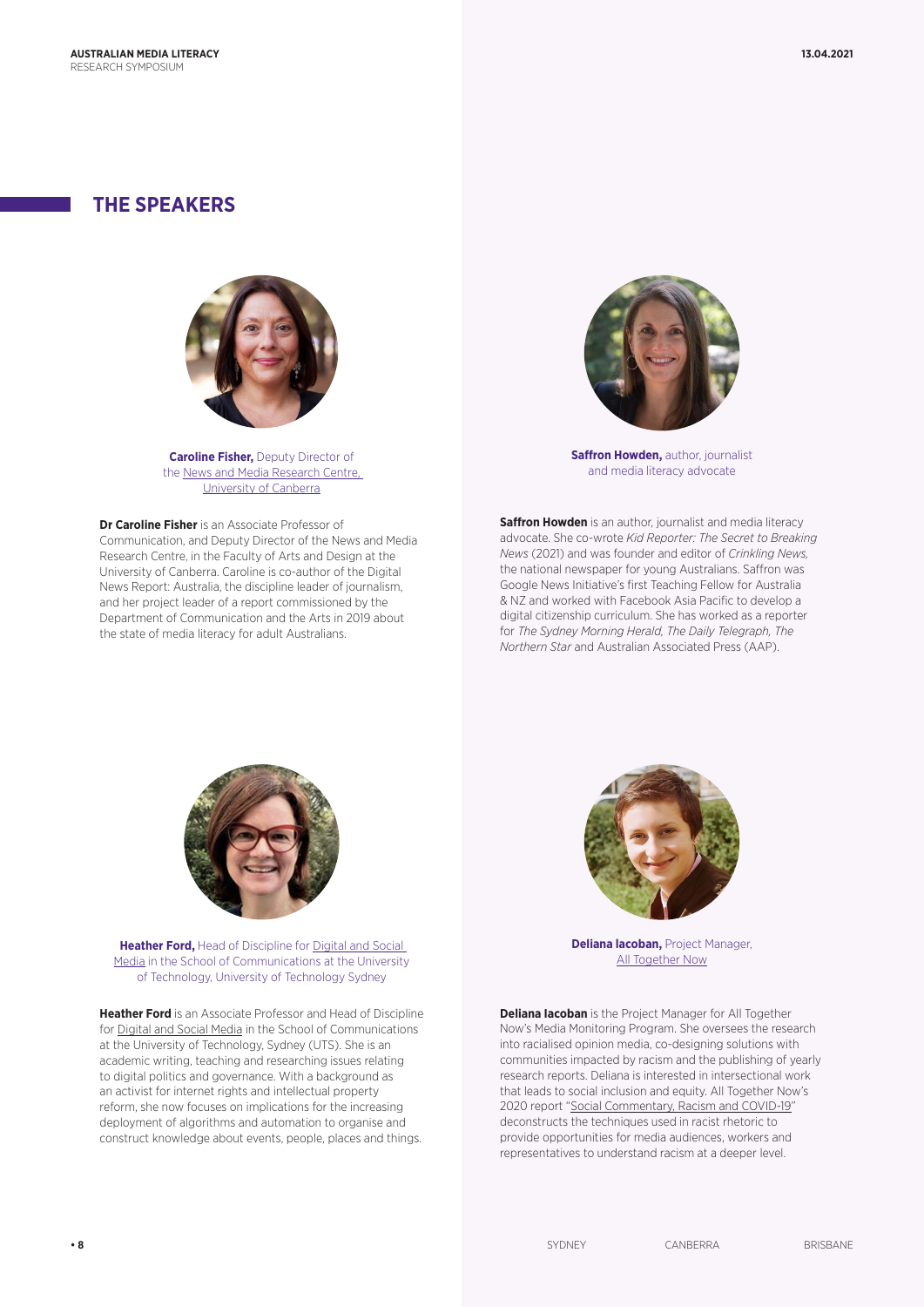## THE SPEAKERS

**Caroline Fisher,** Deputy Director of the News and Media Research Centre, University of Canberra

**Dr Caroline Fisher** is an Associate Professor of Communication, and Deputy Director of the News and Media Research Centre, in the Faculty of Arts and Design at the University of Canberra. Caroline is co-author of the Digital News Report: Australia, the discipline leader of journalism, and her project leader of a report commissioned by the Department of Communication and the Arts in 2019 about the state of media literacy for adult Australians.

**Saffron Howden,** author, journalist and media literacy advocate

**Saffron Howden** is an author, journalist and media literacy advocate. She co-wrote *Kid Reporter: The Secret to Breaking News* (2021) and was founder and editor of *Crinkling News*, the national newspaper for young Australians. Saffron was Google News Initiative's first Teaching Fellow for Australia & NZ and worked with Facebook Asia Pacific to develop a digital citizenship curriculum. She has worked as a reporter for *The Sydney Morning Herald, The Daily Telegraph, The Northern Star* and Australian Associated Press (AAP).

**Heather Ford,** Head of Discipline for Digital and Social Media in the School of Communications at the University of Technology, University of Technology Sydney

**Heather Ford** is an Associate Professor and Head of Discipline for Digital and Social Media in the School of Communications at the University of Technology, Sydney (UTS). She is an academic writing, teaching and researching issues relating to digital politics and governance. With a background as an activist for internet rights and intellectual property reform, she now focuses on implications for the increasing deployment of algorithms and automation to organise and construct knowledge about events, people, places and things.

**Deliana Iacoban,** Project Manager, All Together Now

**Deliana Iacoban** is the Project Manager for All Together Now's Media Monitoring Program. She oversees the research into racialised opinion media, co-designing solutions with communities impacted by racism and the publishing of yearly research reports. Deliana is interested in intersectional work that leads to social inclusion and equity. All Together Now's 2020 report "Social Commentary, Racism and COVID-19" deconstructs the techniques used in racist rhetoric to provide opportunities for media audiences, workers and representatives to understand racism at a deeper level.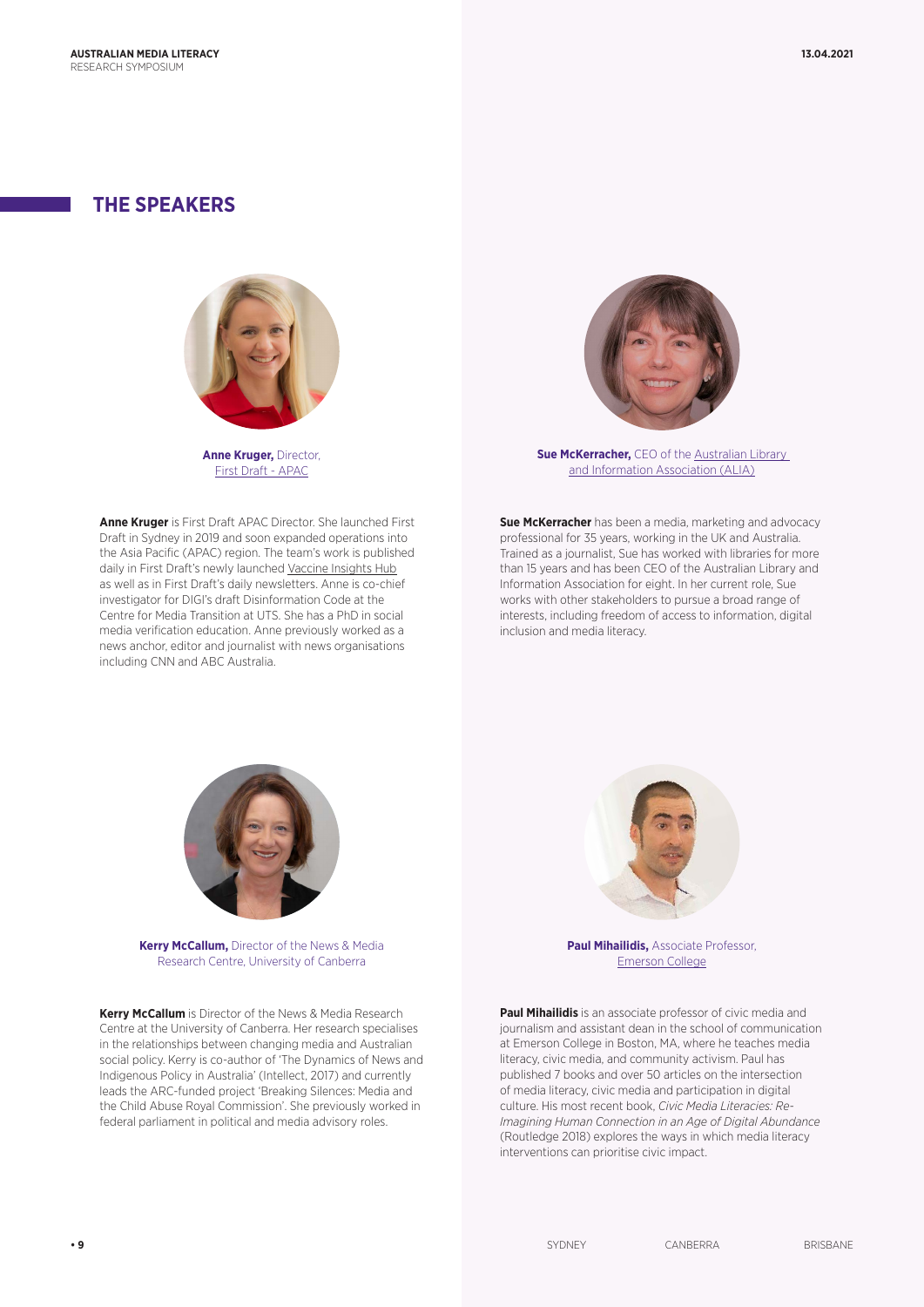## THE SPEAKERS

**Anne Kruger,** Director, First Draft - APAC

**Anne Kruger** is First Draft APAC Director. She launched First Draft in Sydney in 2019 and soon expanded operations into the Asia Pacific (APAC) region. The team's work is published daily in First Draft's newly launched Vaccine Insights Hub as well as in First Draft's daily newsletters. Anne is co-chief investigator for DIGI's draft Disinformation Code at the Centre for Media Transition at UTS. She has a PhD in social media verification education. Anne previously worked as a news anchor, editor and journalist with news organisations including CNN and ABC Australia.

**Sue McKerracher,** CEO of the Australian Library and Information Association (ALIA)

**Sue McKerracher** has been a media, marketing and advocacy professional for 35 years, working in the UK and Australia. Trained as a journalist, Sue has worked with libraries for more than 15 years and has been CEO of the Australian Library and Information Association for eight. In her current role, Sue works with other stakeholders to pursue a broad range of interests, including freedom of access to information, digital inclusion and media literacy.

**Kerry McCallum,** Director of the News & Media Research Centre, University of Canberra

**Kerry McCallum** is Director of the News & Media Research Centre at the University of Canberra. Her research specialises in the relationships between changing media and Australian social policy. Kerry is co-author of 'The Dynamics of News and Indigenous Policy in Australia' (Intellect, 2017) and currently leads the ARC-funded project 'Breaking Silences: Media and the Child Abuse Royal Commission'. She previously worked in federal parliament in political and media advisory roles.

**Paul Mihailidis,** Associate Professor, Emerson College

**Paul Mihailidis** is an associate professor of civic media and journalism and assistant dean in the school of communication at Emerson College in Boston, MA, where he teaches media literacy, civic media, and community activism. Paul has published 7 books and over 50 articles on the intersection of media literacy, civic media and participation in digital culture. His most recent book, *Civic Media Literacies: Re-Imagining Human Connection in an Age of Digital Abundance* (Routledge 2018) explores the ways in which media literacy interventions can prioritise civic impact.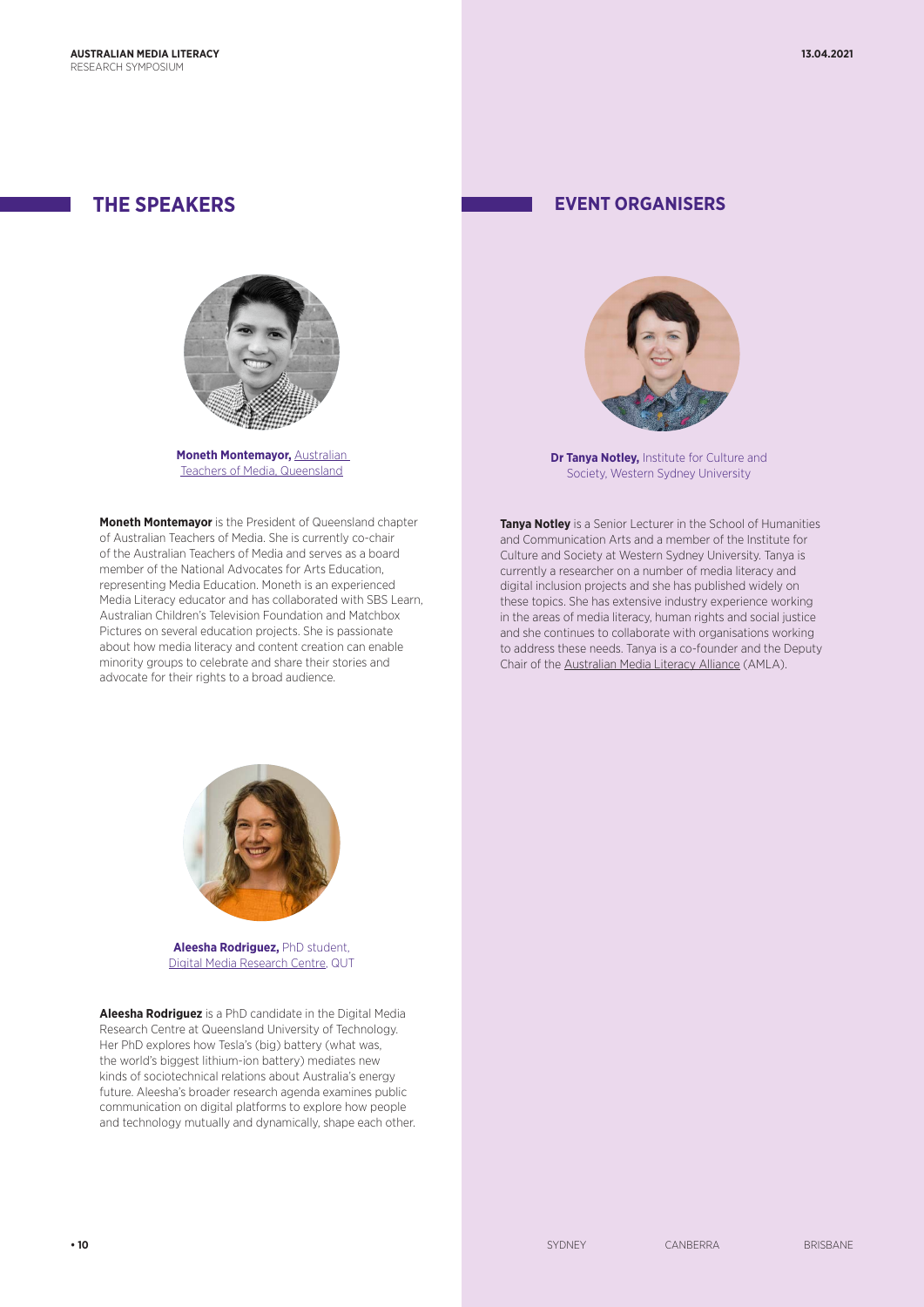## THE SPEAKERS

**Moneth Montemayor,** Australian Teachers of Media, Queensland

**Moneth Montemayor** is the President of Queensland chapter of Australian Teachers of Media. She is currently co-chair of the Australian Teachers of Media and serves as a board member of the National Advocates for Arts Education, representing Media Education. Moneth is an experienced Media Literacy educator and has collaborated with SBS Learn, Australian Children's Television Foundation and Matchbox Pictures on several education projects. She is passionate about how media literacy and content creation can enable minority groups to celebrate and share their stories and advocate for their rights to a broad audience.

**Aleesha Rodriguez,** PhD student, Digital Media Research Centre, QUT

**Aleesha Rodriguez** is a PhD candidate in the Digital Media Research Centre at Queensland University of Technology. Her PhD explores how Tesla's (big) battery (what was, the world's biggest lithium-ion battery) mediates new kinds of sociotechnical relations about Australia's energy future. Aleesha's broader research agenda examines public communication on digital platforms to explore how people and technology mutually and dynamically, shape each other.

## EVENT ORGANISERS

**Dr Tanya Notley,** Institute for Culture and Society, Western Sydney University

**Tanya Notley** is a Senior Lecturer in the School of Humanities and Communication Arts and a member of the Institute for Culture and Society at Western Sydney University. Tanya is currently a researcher on a number of media literacy and digital inclusion projects and she has published widely on these topics. She has extensive industry experience working in the areas of media literacy, human rights and social justice and she continues to collaborate with organisations working to address these needs. Tanya is a co-founder and the Deputy Chair of the Australian Media Literacy Alliance (AMLA).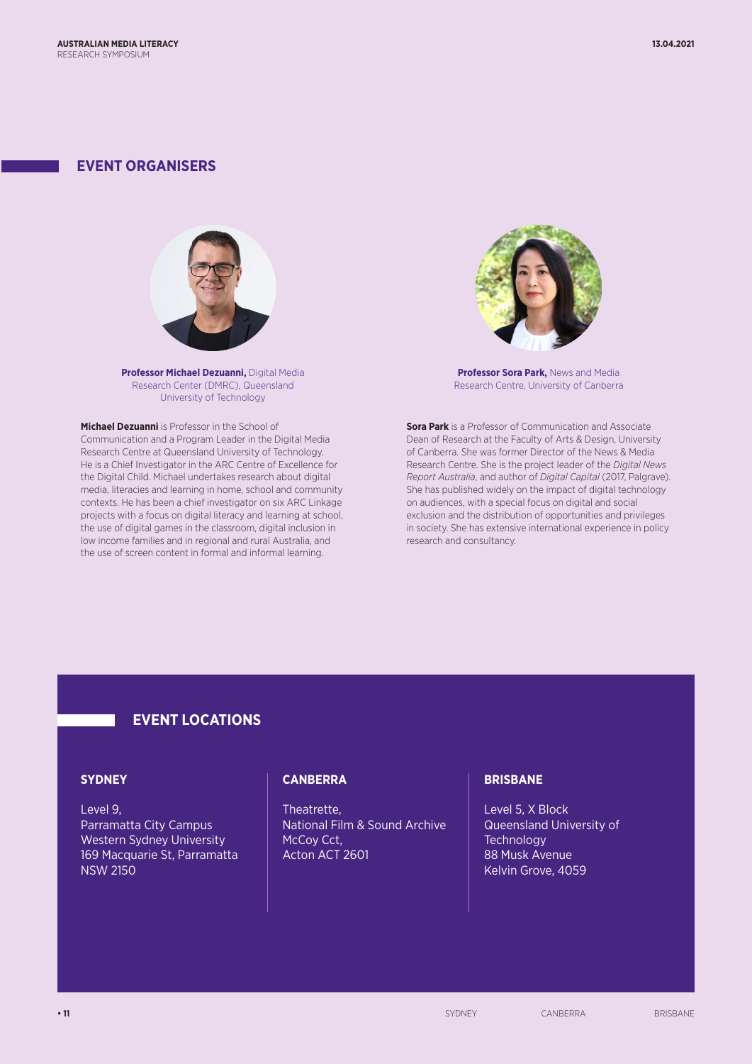## EVENT ORGANISERS

**Professor Michael Dezuanni,** Digital Media Research Center (DMRC), Queensland University of Technology

**Michael Dezuanni** is Professor in the School of Communication and a Program Leader in the Digital Media Research Centre at Queensland University of Technology. He is a Chief Investigator in the ARC Centre of Excellence for the Digital Child. Michael undertakes research about digital media, literacies and learning in home, school and community contexts. He has been a chief investigator on six ARC Linkage projects with a focus on digital literacy and learning at school, the use of digital games in the classroom, digital inclusion in low income families and in regional and rural Australia, and the use of screen content in formal and informal learning.

**Professor Sora Park,** News and Media Research Centre, University of Canberra

**Sora Park** is a Professor of Communication and Associate Dean of Research at the Faculty of Arts & Design, University of Canberra. She was former Director of the News & Media Research Centre. She is the project leader of the *Digital News Report Australia*, and author of *Digital Capital* (2017, Palgrave). She has published widely on the impact of digital technology on audiences, with a special focus on digital and social exclusion and the distribution of opportunities and privileges in society. She has extensive international experience in policy research and consultancy.

## EVENT LOCATIONS

### SYDNEY

Level 9,
Parramatta City Campus
Western Sydney University
169 Macquarie St, Parramatta
NSW 2150

### CANBERRA

Theatrette,
National Film & Sound Archive
McCoy Cct,
Acton ACT 2601

### BRISBANE

Level 5, X Block
Queensland University of Technology
88 Musk Avenue
Kelvin Grove, 4059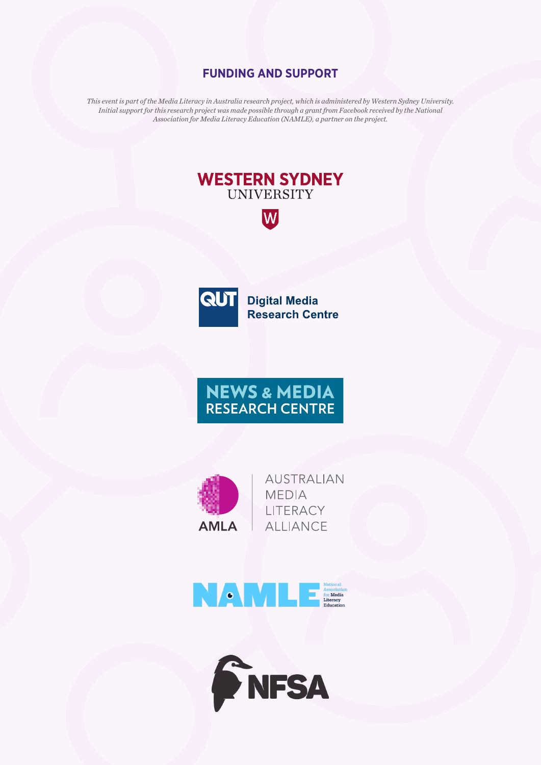## FUNDING AND SUPPORT

*This event is part of the Media Literacy in Australia research project, which is administered by Western Sydney University. Initial support for this research project was made possible through a grant from Facebook received by the National Association for Media Literacy Education (NAMLE), a partner on the project.*

WESTERN SYDNEY UNIVERSITY

QUT Digital Media Research Centre

NEWS & MEDIA RESEARCH CENTRE

AMLA AUSTRALIAN MEDIA LITERACY ALLIANCE

NAMLE National Association for Media Literacy Education

NFSA